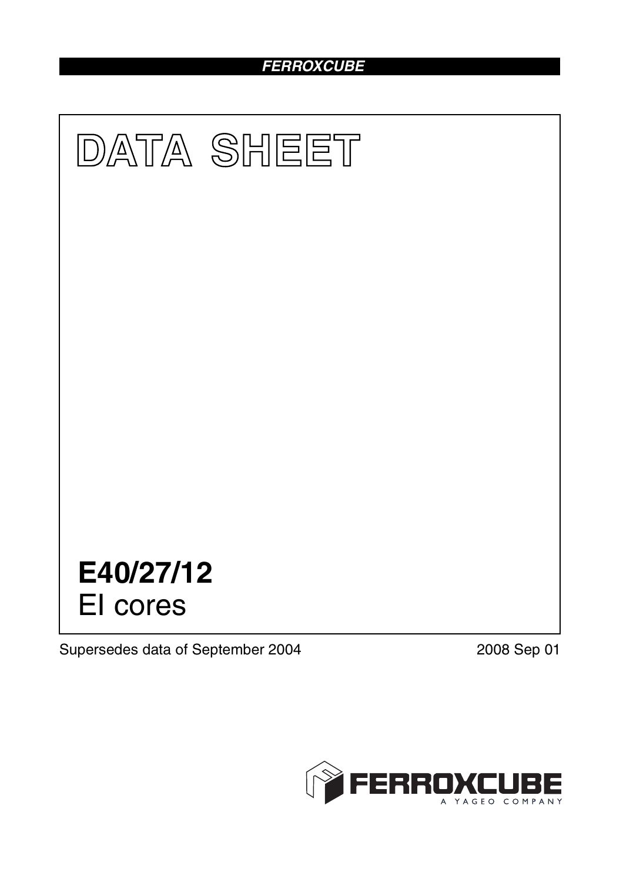# DATA SHEET

## E40/27/12
EI cores

Supersedes data of September 2004

2008 Sep 01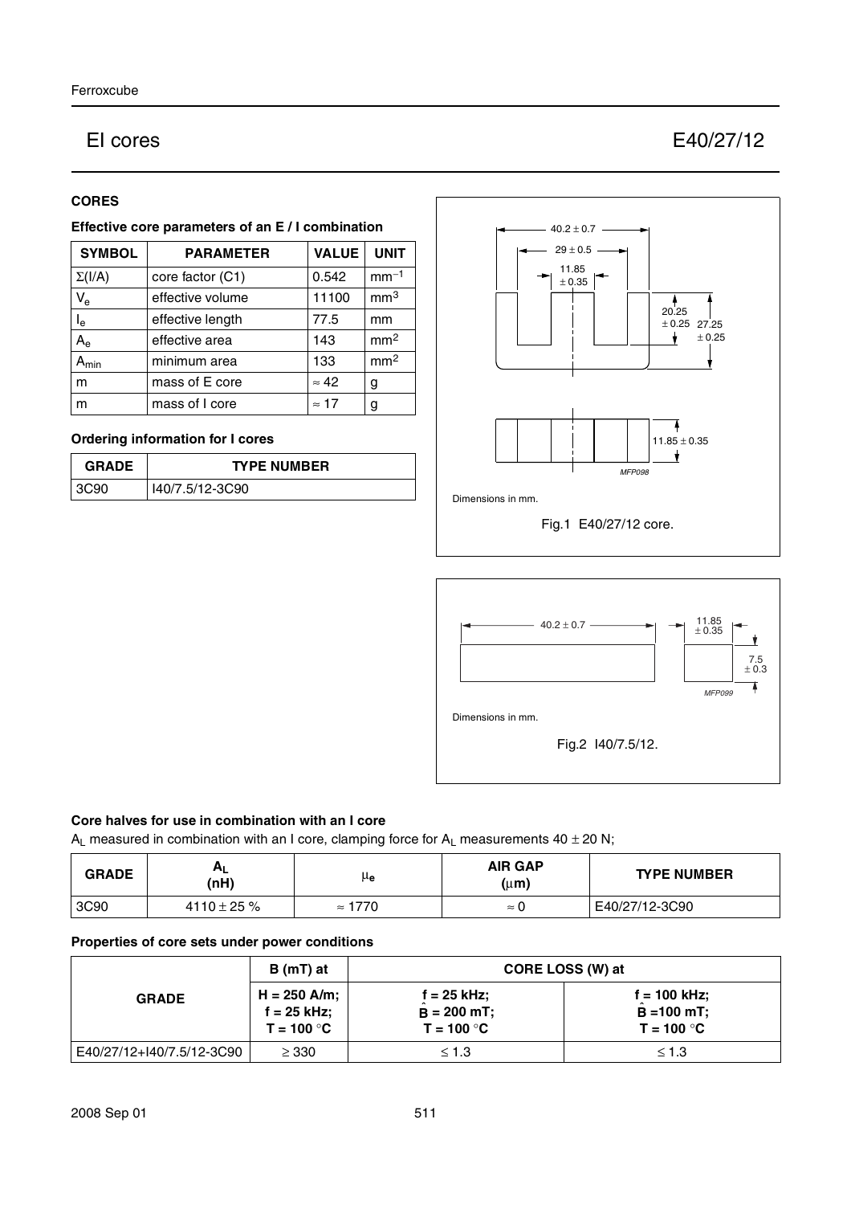# EI cores

# E40/27/12

## CORES

### Effective core parameters of an E / I combination

| SYMBOL | PARAMETER | VALUE | UNIT |
|---|---|---|---|
| $\Sigma(I/A)$ | core factor (C1) | 0.542 | $mm^{-1}$ |
| $V_e$ | effective volume | 11100 | $mm^3$ |
| $l_e$ | effective length | 77.5 | mm |
| $A_e$ | effective area | 143 | $mm^2$ |
| $A_{min}$ | minimum area | 133 | $mm^2$ |
| m | mass of E core | ≈ 42 | g |
| m | mass of I core | ≈ 17 | g |

### Ordering information for I cores

| GRADE | TYPE NUMBER |
|---|---|
| 3C90 | I40/7.5/12-3C90 |

Dimensions in mm.

Fig.1 E40/27/12 core.

Dimensions in mm.

Fig.2 I40/7.5/12.

### Core halves for use in combination with an I core

$A_L$ measured in combination with an I core, clamping force for $A_L$ measurements 40 ± 20 N;

| GRADE | $A_L$ (nH) | $\mu_e$ | AIR GAP (μm) | TYPE NUMBER |
|---|---|---|---|---|
| 3C90 | 4110 ± 25 % | ≈ 1770 | ≈ 0 | E40/27/12-3C90 |

### Properties of core sets under power conditions

| GRADE | B (mT) at | CORE LOSS (W) at | |
|---|---|---|---|
| | H = 250 A/m; f = 25 kHz; T = 100 °C | f = 25 kHz; $\hat{B}$ = 200 mT; T = 100 °C | f = 100 kHz; $\hat{B}$ = 100 mT; T = 100 °C |
| E40/27/12+I40/7.5/12-3C90 | ≥ 330 | ≤ 1.3 | ≤ 1.3 |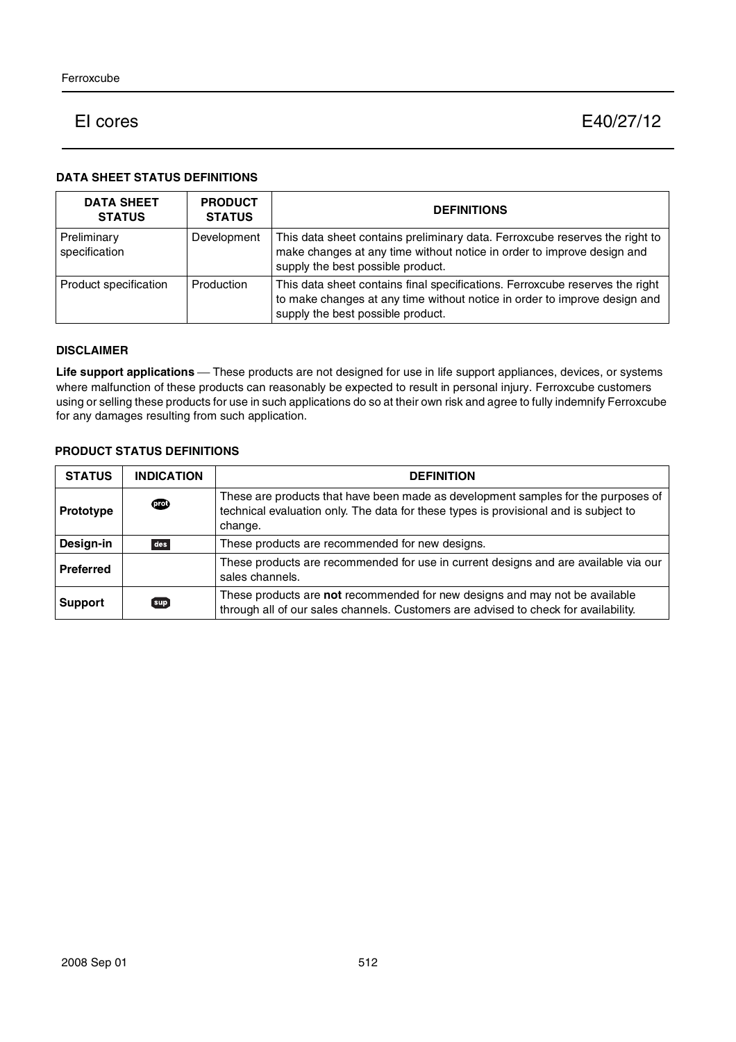## DATA SHEET STATUS DEFINITIONS

| DATA SHEET STATUS | PRODUCT STATUS | DEFINITIONS |
|---|---|---|
| Preliminary specification | Development | This data sheet contains preliminary data. Ferroxcube reserves the right to make changes at any time without notice in order to improve design and supply the best possible product. |
| Product specification | Production | This data sheet contains final specifications. Ferroxcube reserves the right to make changes at any time without notice in order to improve design and supply the best possible product. |

## DISCLAIMER

**Life support applications** — These products are not designed for use in life support appliances, devices, or systems where malfunction of these products can reasonably be expected to result in personal injury. Ferroxcube customers using or selling these products for use in such applications do so at their own risk and agree to fully indemnify Ferroxcube for any damages resulting from such application.

## PRODUCT STATUS DEFINITIONS

| STATUS | INDICATION | DEFINITION |
|---|---|---|
| **Prototype** | prot | These are products that have been made as development samples for the purposes of technical evaluation only. The data for these types is provisional and is subject to change. |
| **Design-in** | des | These products are recommended for new designs. |
| **Preferred** | | These products are recommended for use in current designs and are available via our sales channels. |
| **Support** | sup | These products are **not** recommended for new designs and may not be available through all of our sales channels. Customers are advised to check for availability. |